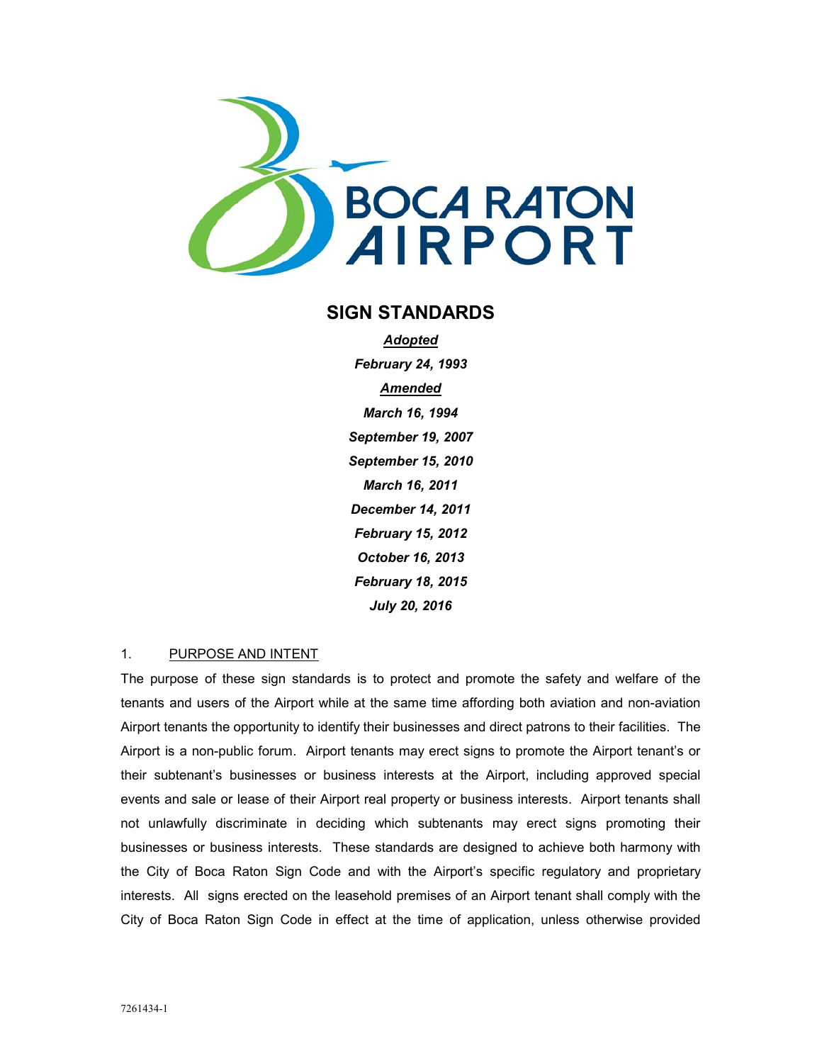# BOCA RATON AIRPORT

## SIGN STANDARDS

***Adopted***

***February 24, 1993***

***Amended***

***March 16, 1994***

***September 19, 2007***

***September 15, 2010***

***March 16, 2011***

***December 14, 2011***

***February 15, 2012***

***October 16, 2013***

***February 18, 2015***

***July 20, 2016***

### 1. PURPOSE AND INTENT

The purpose of these sign standards is to protect and promote the safety and welfare of the tenants and users of the Airport while at the same time affording both aviation and non-aviation Airport tenants the opportunity to identify their businesses and direct patrons to their facilities. The Airport is a non-public forum. Airport tenants may erect signs to promote the Airport tenant's or their subtenant's businesses or business interests at the Airport, including approved special events and sale or lease of their Airport real property or business interests. Airport tenants shall not unlawfully discriminate in deciding which subtenants may erect signs promoting their businesses or business interests. These standards are designed to achieve both harmony with the City of Boca Raton Sign Code and with the Airport's specific regulatory and proprietary interests. All signs erected on the leasehold premises of an Airport tenant shall comply with the City of Boca Raton Sign Code in effect at the time of application, unless otherwise provided

7261434-1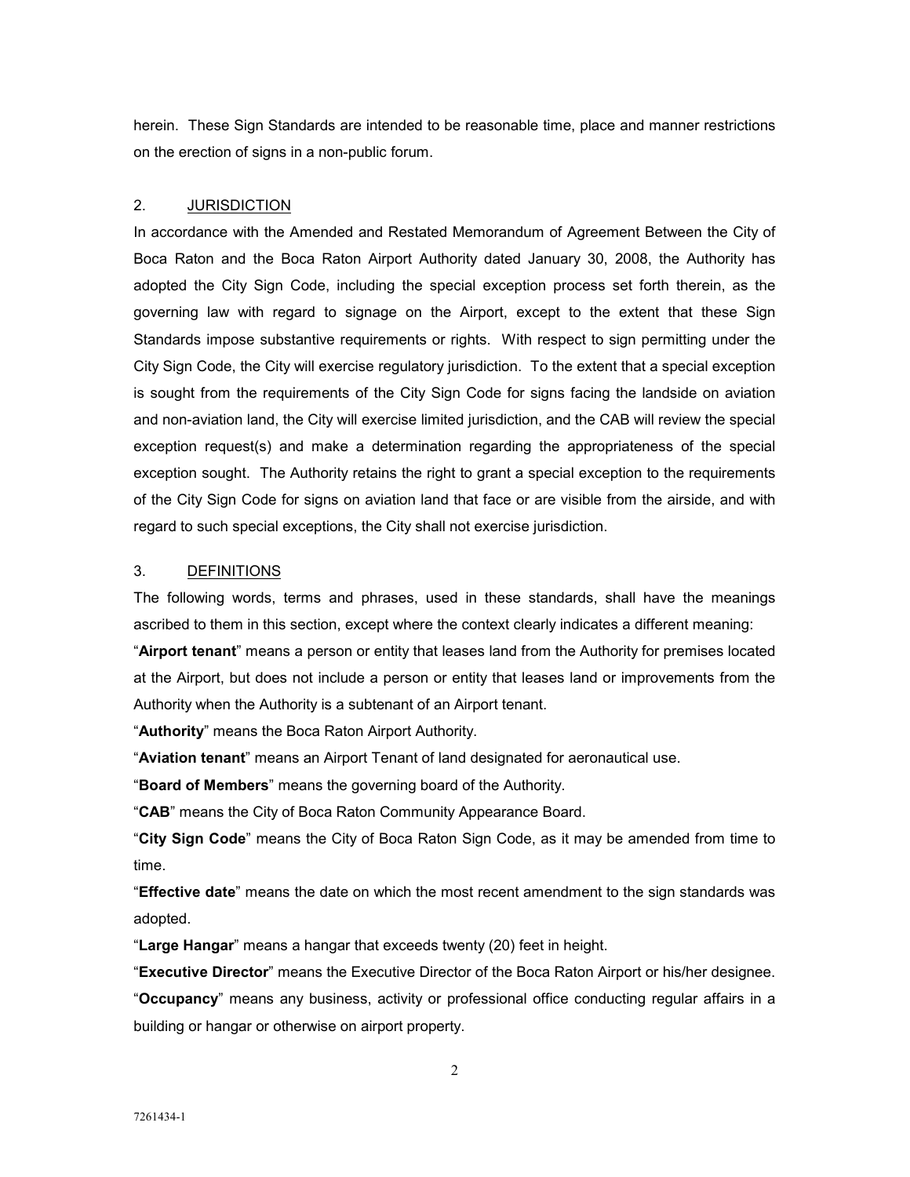herein. These Sign Standards are intended to be reasonable time, place and manner restrictions on the erection of signs in a non-public forum.

## 2. JURISDICTION

In accordance with the Amended and Restated Memorandum of Agreement Between the City of Boca Raton and the Boca Raton Airport Authority dated January 30, 2008, the Authority has adopted the City Sign Code, including the special exception process set forth therein, as the governing law with regard to signage on the Airport, except to the extent that these Sign Standards impose substantive requirements or rights. With respect to sign permitting under the City Sign Code, the City will exercise regulatory jurisdiction. To the extent that a special exception is sought from the requirements of the City Sign Code for signs facing the landside on aviation and non-aviation land, the City will exercise limited jurisdiction, and the CAB will review the special exception request(s) and make a determination regarding the appropriateness of the special exception sought. The Authority retains the right to grant a special exception to the requirements of the City Sign Code for signs on aviation land that face or are visible from the airside, and with regard to such special exceptions, the City shall not exercise jurisdiction.

## 3. DEFINITIONS

The following words, terms and phrases, used in these standards, shall have the meanings ascribed to them in this section, except where the context clearly indicates a different meaning:

"**Airport tenant**" means a person or entity that leases land from the Authority for premises located at the Airport, but does not include a person or entity that leases land or improvements from the Authority when the Authority is a subtenant of an Airport tenant.

"**Authority**" means the Boca Raton Airport Authority.

"**Aviation tenant**" means an Airport Tenant of land designated for aeronautical use.

"**Board of Members**" means the governing board of the Authority.

"**CAB**" means the City of Boca Raton Community Appearance Board.

"**City Sign Code**" means the City of Boca Raton Sign Code, as it may be amended from time to time.

"**Effective date**" means the date on which the most recent amendment to the sign standards was adopted.

"**Large Hangar**" means a hangar that exceeds twenty (20) feet in height.

"**Executive Director**" means the Executive Director of the Boca Raton Airport or his/her designee.

"**Occupancy**" means any business, activity or professional office conducting regular affairs in a building or hangar or otherwise on airport property.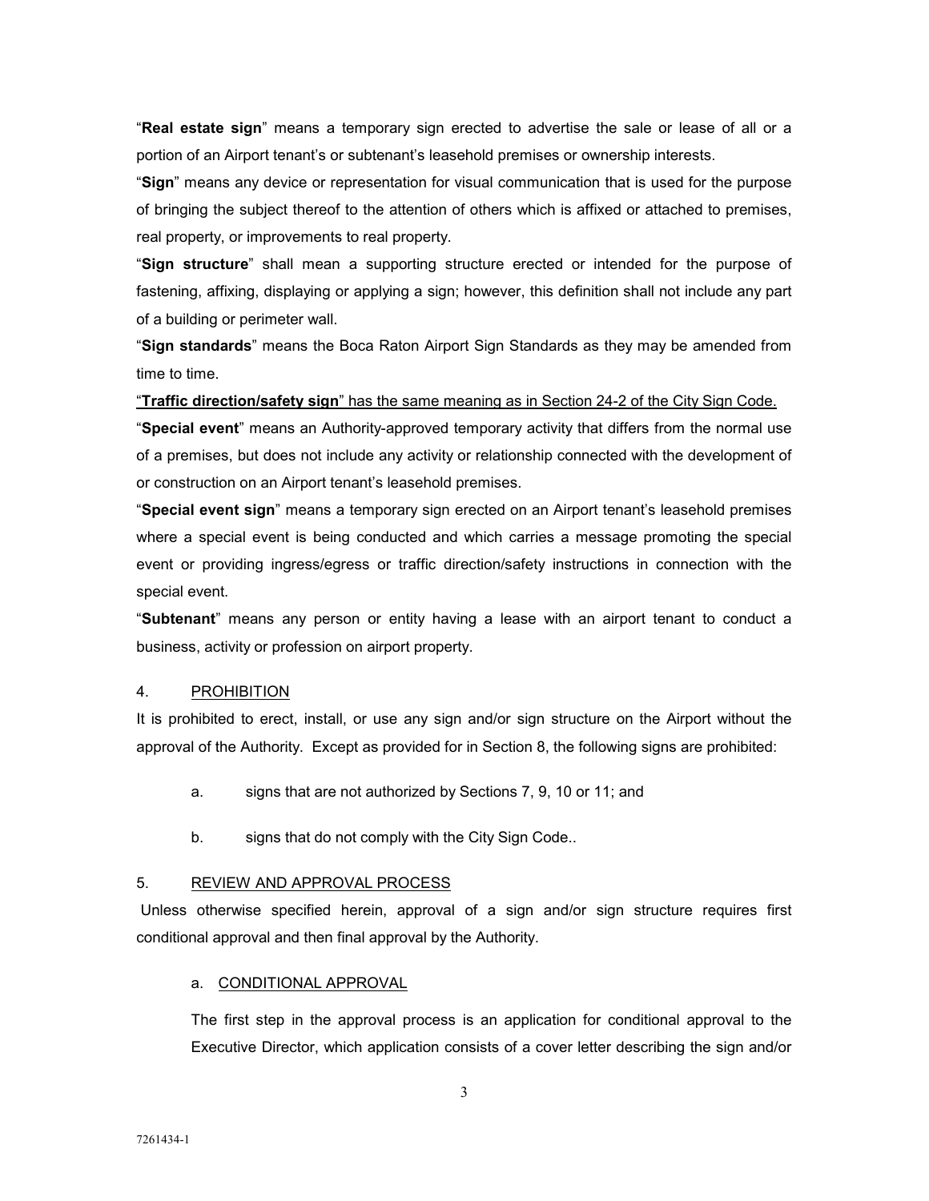"**Real estate sign**" means a temporary sign erected to advertise the sale or lease of all or a portion of an Airport tenant's or subtenant's leasehold premises or ownership interests.

"**Sign**" means any device or representation for visual communication that is used for the purpose of bringing the subject thereof to the attention of others which is affixed or attached to premises, real property, or improvements to real property.

"**Sign structure**" shall mean a supporting structure erected or intended for the purpose of fastening, affixing, displaying or applying a sign; however, this definition shall not include any part of a building or perimeter wall.

"**Sign standards**" means the Boca Raton Airport Sign Standards as they may be amended from time to time.

<u>"**Traffic direction/safety sign**" has the same meaning as in Section 24-2 of the City Sign Code.</u>

"**Special event**" means an Authority-approved temporary activity that differs from the normal use of a premises, but does not include any activity or relationship connected with the development of or construction on an Airport tenant's leasehold premises.

"**Special event sign**" means a temporary sign erected on an Airport tenant's leasehold premises where a special event is being conducted and which carries a message promoting the special event or providing ingress/egress or traffic direction/safety instructions in connection with the special event.

"**Subtenant**" means any person or entity having a lease with an airport tenant to conduct a business, activity or profession on airport property.

4. <u>PROHIBITION</u>

It is prohibited to erect, install, or use any sign and/or sign structure on the Airport without the approval of the Authority. Except as provided for in Section 8, the following signs are prohibited:

a. signs that are not authorized by Sections 7, 9, 10 or 11; and

b. signs that do not comply with the City Sign Code..

5. <u>REVIEW AND APPROVAL PROCESS</u>

Unless otherwise specified herein, approval of a sign and/or sign structure requires first conditional approval and then final approval by the Authority.

a. <u>CONDITIONAL APPROVAL</u>

The first step in the approval process is an application for conditional approval to the Executive Director, which application consists of a cover letter describing the sign and/or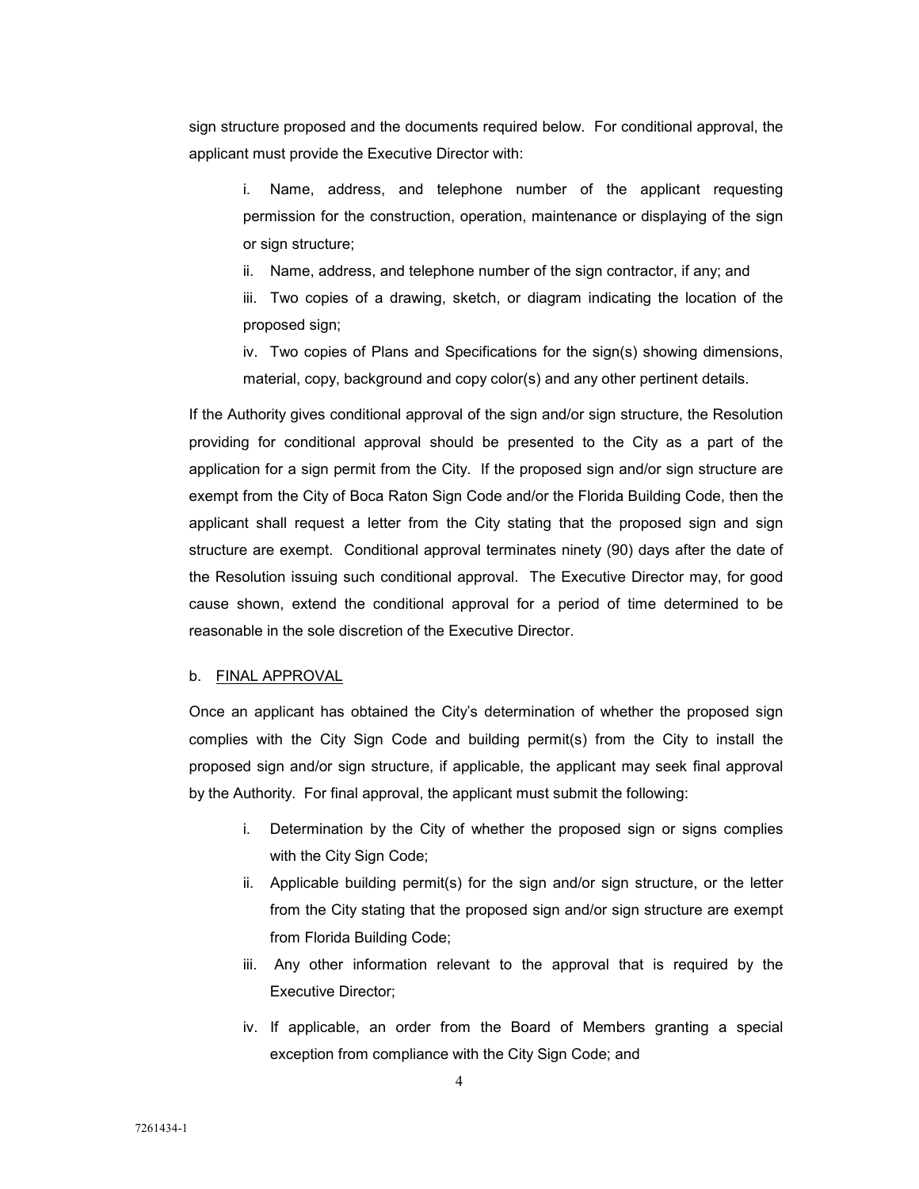sign structure proposed and the documents required below. For conditional approval, the applicant must provide the Executive Director with:

i. Name, address, and telephone number of the applicant requesting permission for the construction, operation, maintenance or displaying of the sign or sign structure;

ii. Name, address, and telephone number of the sign contractor, if any; and

iii. Two copies of a drawing, sketch, or diagram indicating the location of the proposed sign;

iv. Two copies of Plans and Specifications for the sign(s) showing dimensions, material, copy, background and copy color(s) and any other pertinent details.

If the Authority gives conditional approval of the sign and/or sign structure, the Resolution providing for conditional approval should be presented to the City as a part of the application for a sign permit from the City. If the proposed sign and/or sign structure are exempt from the City of Boca Raton Sign Code and/or the Florida Building Code, then the applicant shall request a letter from the City stating that the proposed sign and sign structure are exempt. Conditional approval terminates ninety (90) days after the date of the Resolution issuing such conditional approval. The Executive Director may, for good cause shown, extend the conditional approval for a period of time determined to be reasonable in the sole discretion of the Executive Director.

b. <u>FINAL APPROVAL</u>

Once an applicant has obtained the City's determination of whether the proposed sign complies with the City Sign Code and building permit(s) from the City to install the proposed sign and/or sign structure, if applicable, the applicant may seek final approval by the Authority. For final approval, the applicant must submit the following:

i. Determination by the City of whether the proposed sign or signs complies with the City Sign Code;

ii. Applicable building permit(s) for the sign and/or sign structure, or the letter from the City stating that the proposed sign and/or sign structure are exempt from Florida Building Code;

iii. Any other information relevant to the approval that is required by the Executive Director;

iv. If applicable, an order from the Board of Members granting a special exception from compliance with the City Sign Code; and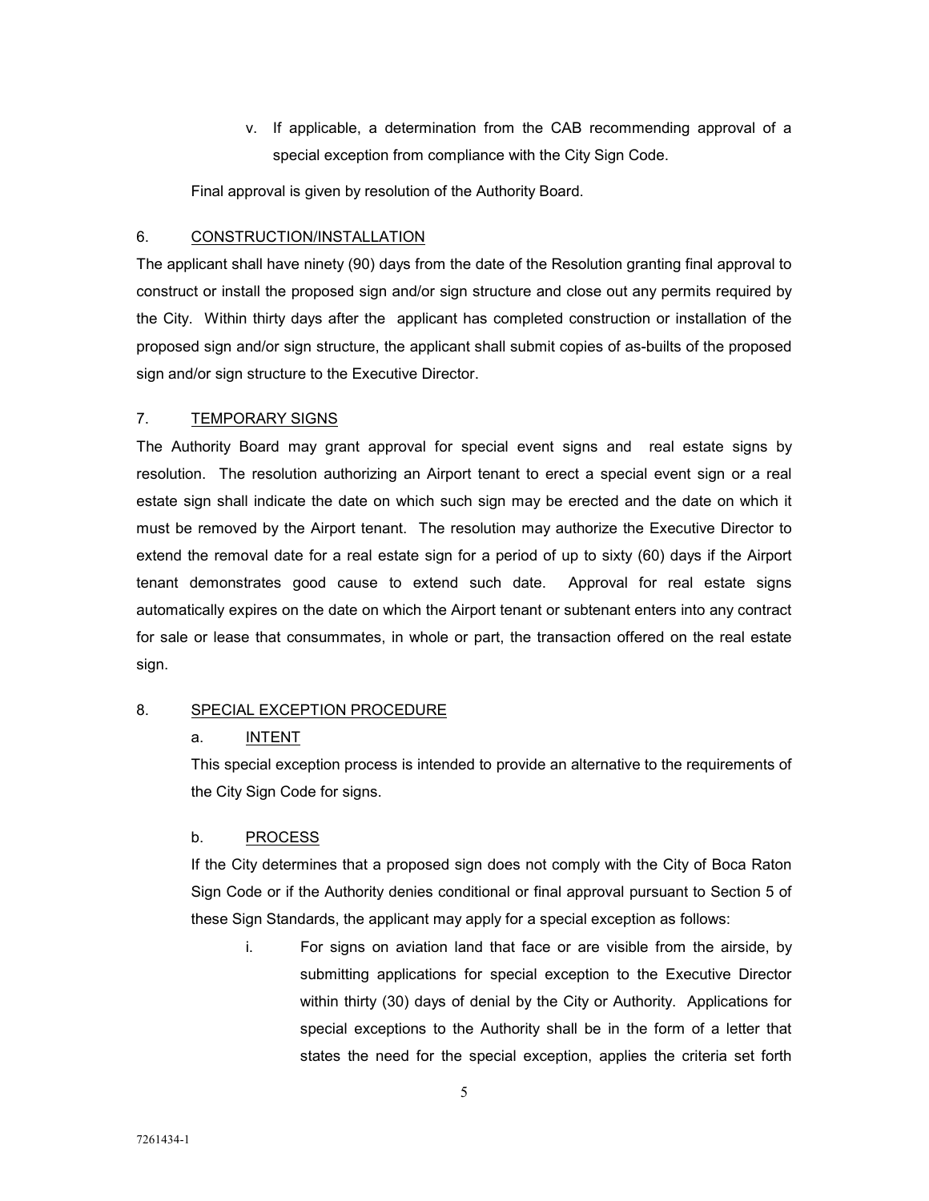v. If applicable, a determination from the CAB recommending approval of a special exception from compliance with the City Sign Code.

Final approval is given by resolution of the Authority Board.

6. <u>CONSTRUCTION/INSTALLATION</u>

The applicant shall have ninety (90) days from the date of the Resolution granting final approval to construct or install the proposed sign and/or sign structure and close out any permits required by the City. Within thirty days after the applicant has completed construction or installation of the proposed sign and/or sign structure, the applicant shall submit copies of as-builts of the proposed sign and/or sign structure to the Executive Director.

7. <u>TEMPORARY SIGNS</u>

The Authority Board may grant approval for special event signs and real estate signs by resolution. The resolution authorizing an Airport tenant to erect a special event sign or a real estate sign shall indicate the date on which such sign may be erected and the date on which it must be removed by the Airport tenant. The resolution may authorize the Executive Director to extend the removal date for a real estate sign for a period of up to sixty (60) days if the Airport tenant demonstrates good cause to extend such date. Approval for real estate signs automatically expires on the date on which the Airport tenant or subtenant enters into any contract for sale or lease that consummates, in whole or part, the transaction offered on the real estate sign.

8. <u>SPECIAL EXCEPTION PROCEDURE</u>

a. <u>INTENT</u>

This special exception process is intended to provide an alternative to the requirements of the City Sign Code for signs.

b. <u>PROCESS</u>

If the City determines that a proposed sign does not comply with the City of Boca Raton Sign Code or if the Authority denies conditional or final approval pursuant to Section 5 of these Sign Standards, the applicant may apply for a special exception as follows:

i. For signs on aviation land that face or are visible from the airside, by submitting applications for special exception to the Executive Director within thirty (30) days of denial by the City or Authority. Applications for special exceptions to the Authority shall be in the form of a letter that states the need for the special exception, applies the criteria set forth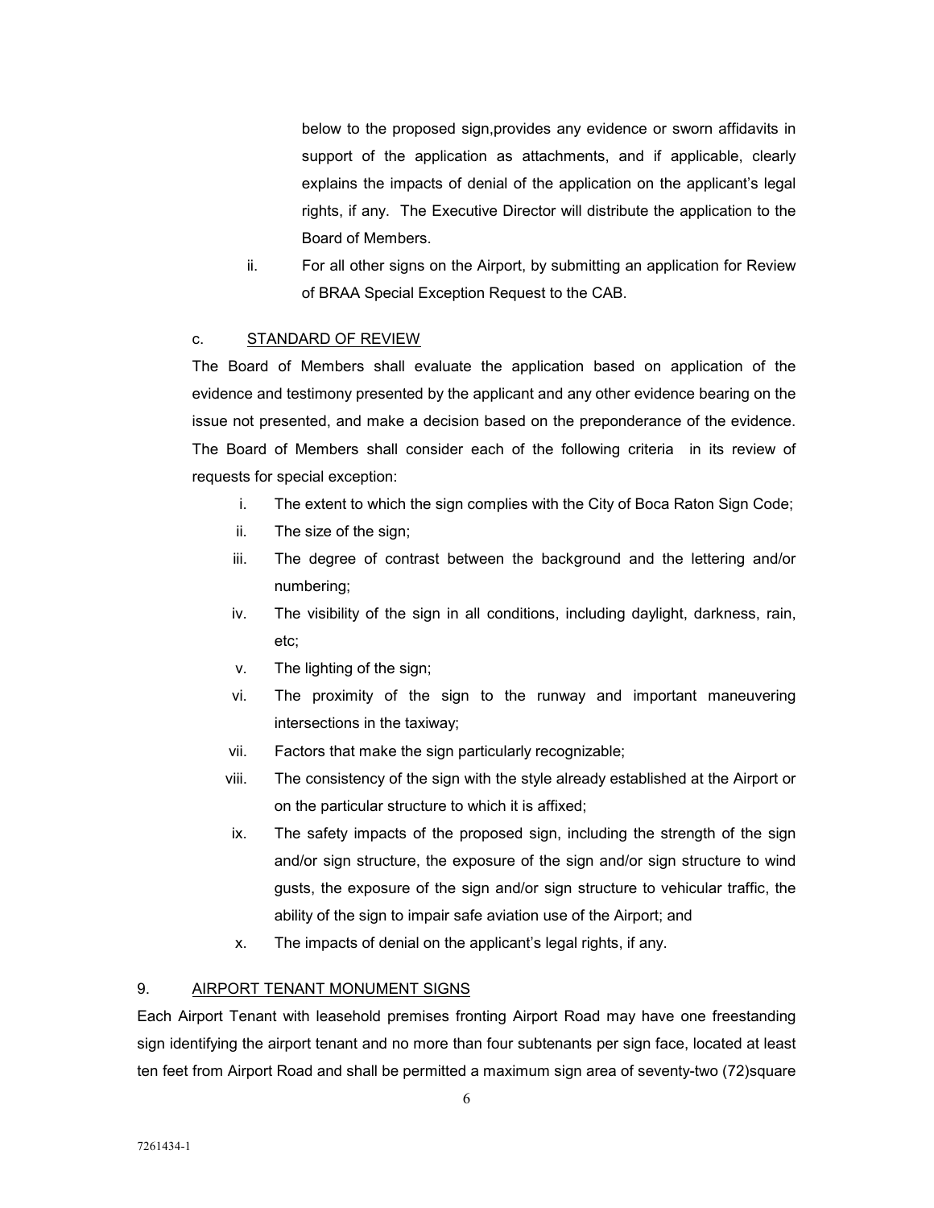below to the proposed sign,provides any evidence or sworn affidavits in support of the application as attachments, and if applicable, clearly explains the impacts of denial of the application on the applicant's legal rights, if any. The Executive Director will distribute the application to the Board of Members.

ii. For all other signs on the Airport, by submitting an application for Review of BRAA Special Exception Request to the CAB.

c. <u>STANDARD OF REVIEW</u>

The Board of Members shall evaluate the application based on application of the evidence and testimony presented by the applicant and any other evidence bearing on the issue not presented, and make a decision based on the preponderance of the evidence. The Board of Members shall consider each of the following criteria in its review of requests for special exception:

i. The extent to which the sign complies with the City of Boca Raton Sign Code;

ii. The size of the sign;

iii. The degree of contrast between the background and the lettering and/or numbering;

iv. The visibility of the sign in all conditions, including daylight, darkness, rain, etc;

v. The lighting of the sign;

vi. The proximity of the sign to the runway and important maneuvering intersections in the taxiway;

vii. Factors that make the sign particularly recognizable;

viii. The consistency of the sign with the style already established at the Airport or on the particular structure to which it is affixed;

ix. The safety impacts of the proposed sign, including the strength of the sign and/or sign structure, the exposure of the sign and/or sign structure to wind gusts, the exposure of the sign and/or sign structure to vehicular traffic, the ability of the sign to impair safe aviation use of the Airport; and

x. The impacts of denial on the applicant's legal rights, if any.

9. <u>AIRPORT TENANT MONUMENT SIGNS</u>

Each Airport Tenant with leasehold premises fronting Airport Road may have one freestanding sign identifying the airport tenant and no more than four subtenants per sign face, located at least ten feet from Airport Road and shall be permitted a maximum sign area of seventy-two (72)square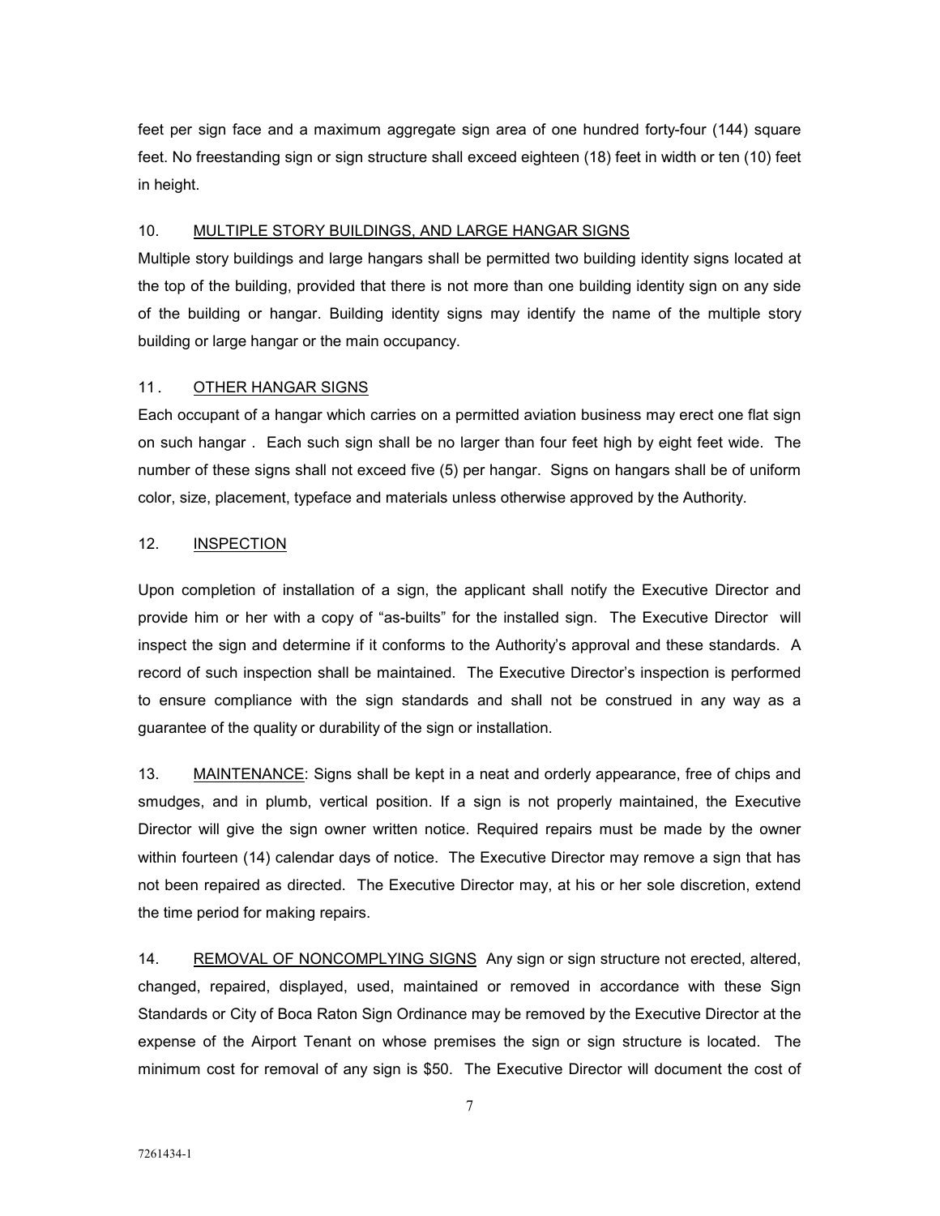feet per sign face and a maximum aggregate sign area of one hundred forty-four (144) square feet. No freestanding sign or sign structure shall exceed eighteen (18) feet in width or ten (10) feet in height.

10. MULTIPLE STORY BUILDINGS, AND LARGE HANGAR SIGNS

Multiple story buildings and large hangars shall be permitted two building identity signs located at the top of the building, provided that there is not more than one building identity sign on any side of the building or hangar. Building identity signs may identify the name of the multiple story building or large hangar or the main occupancy.

11. OTHER HANGAR SIGNS

Each occupant of a hangar which carries on a permitted aviation business may erect one flat sign on such hangar . Each such sign shall be no larger than four feet high by eight feet wide. The number of these signs shall not exceed five (5) per hangar. Signs on hangars shall be of uniform color, size, placement, typeface and materials unless otherwise approved by the Authority.

12. INSPECTION

Upon completion of installation of a sign, the applicant shall notify the Executive Director and provide him or her with a copy of "as-builts" for the installed sign. The Executive Director will inspect the sign and determine if it conforms to the Authority's approval and these standards. A record of such inspection shall be maintained. The Executive Director's inspection is performed to ensure compliance with the sign standards and shall not be construed in any way as a guarantee of the quality or durability of the sign or installation.

13. MAINTENANCE: Signs shall be kept in a neat and orderly appearance, free of chips and smudges, and in plumb, vertical position. If a sign is not properly maintained, the Executive Director will give the sign owner written notice. Required repairs must be made by the owner within fourteen (14) calendar days of notice. The Executive Director may remove a sign that has not been repaired as directed. The Executive Director may, at his or her sole discretion, extend the time period for making repairs.

14. REMOVAL OF NONCOMPLYING SIGNS Any sign or sign structure not erected, altered, changed, repaired, displayed, used, maintained or removed in accordance with these Sign Standards or City of Boca Raton Sign Ordinance may be removed by the Executive Director at the expense of the Airport Tenant on whose premises the sign or sign structure is located. The minimum cost for removal of any sign is $50. The Executive Director will document the cost of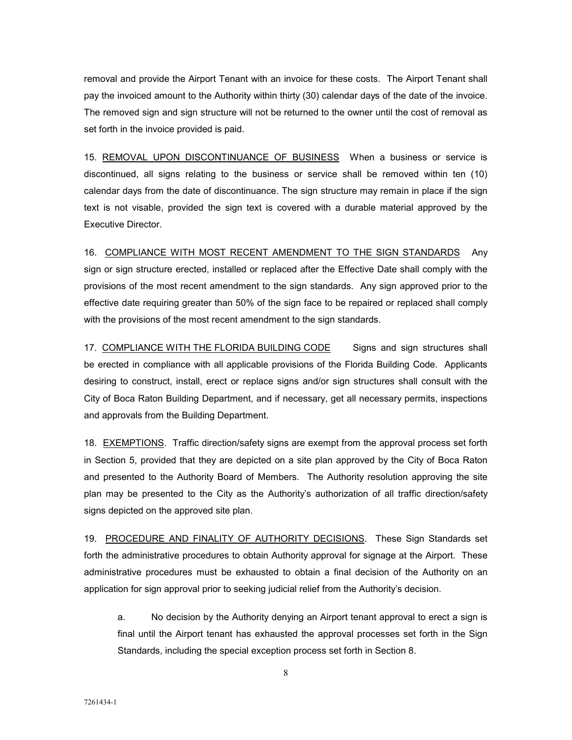removal and provide the Airport Tenant with an invoice for these costs. The Airport Tenant shall pay the invoiced amount to the Authority within thirty (30) calendar days of the date of the invoice. The removed sign and sign structure will not be returned to the owner until the cost of removal as set forth in the invoice provided is paid.

15. <u>REMOVAL UPON DISCONTINUANCE OF BUSINESS</u> When a business or service is discontinued, all signs relating to the business or service shall be removed within ten (10) calendar days from the date of discontinuance. The sign structure may remain in place if the sign text is not visable, provided the sign text is covered with a durable material approved by the Executive Director.

16. <u>COMPLIANCE WITH MOST RECENT AMENDMENT TO THE SIGN STANDARDS</u> Any sign or sign structure erected, installed or replaced after the Effective Date shall comply with the provisions of the most recent amendment to the sign standards. Any sign approved prior to the effective date requiring greater than 50% of the sign face to be repaired or replaced shall comply with the provisions of the most recent amendment to the sign standards.

17. <u>COMPLIANCE WITH THE FLORIDA BUILDING CODE</u> Signs and sign structures shall be erected in compliance with all applicable provisions of the Florida Building Code. Applicants desiring to construct, install, erect or replace signs and/or sign structures shall consult with the City of Boca Raton Building Department, and if necessary, get all necessary permits, inspections and approvals from the Building Department.

18. <u>EXEMPTIONS</u>. Traffic direction/safety signs are exempt from the approval process set forth in Section 5, provided that they are depicted on a site plan approved by the City of Boca Raton and presented to the Authority Board of Members. The Authority resolution approving the site plan may be presented to the City as the Authority's authorization of all traffic direction/safety signs depicted on the approved site plan.

19. <u>PROCEDURE AND FINALITY OF AUTHORITY DECISIONS</u>. These Sign Standards set forth the administrative procedures to obtain Authority approval for signage at the Airport. These administrative procedures must be exhausted to obtain a final decision of the Authority on an application for sign approval prior to seeking judicial relief from the Authority's decision.

a. No decision by the Authority denying an Airport tenant approval to erect a sign is final until the Airport tenant has exhausted the approval processes set forth in the Sign Standards, including the special exception process set forth in Section 8.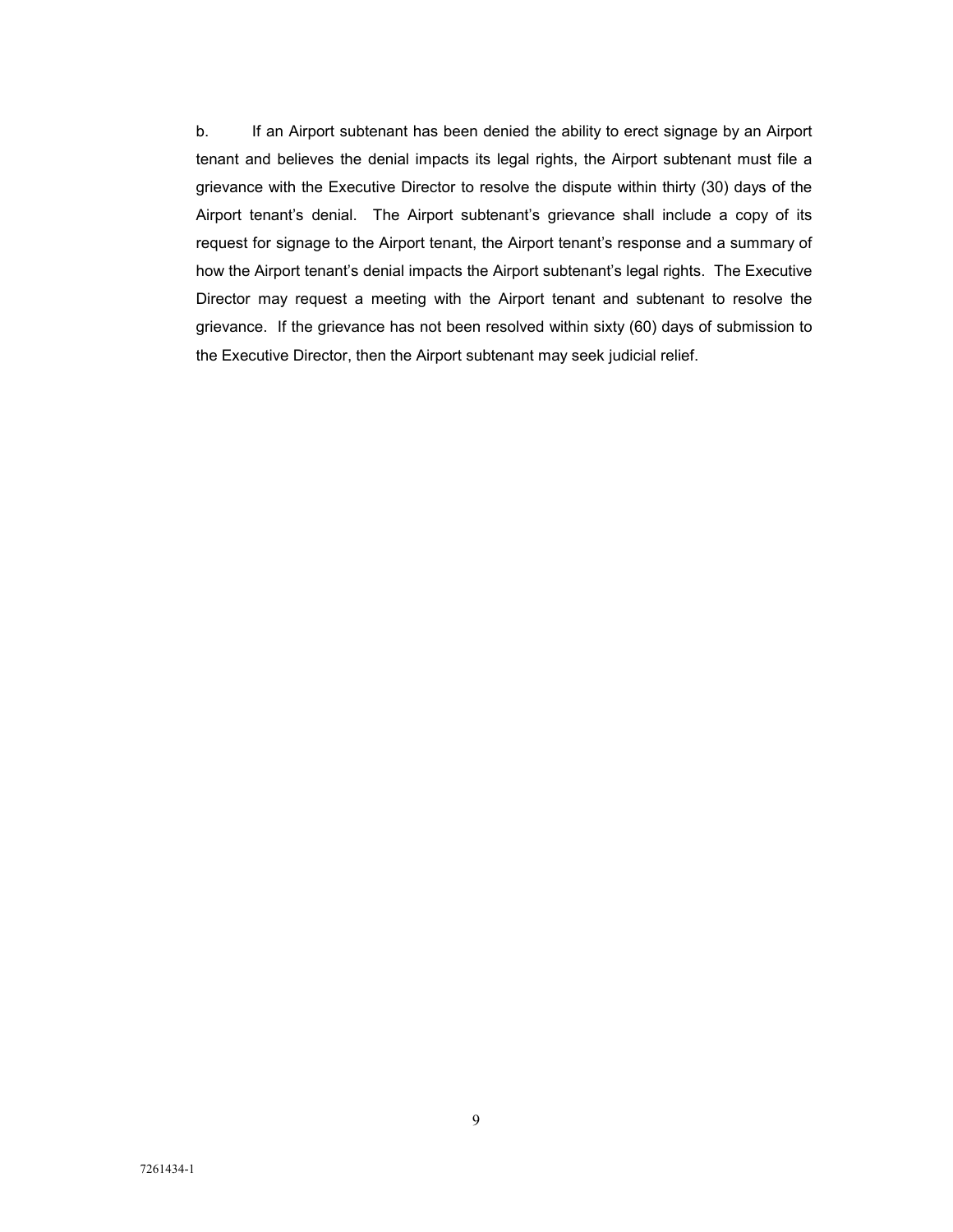b. If an Airport subtenant has been denied the ability to erect signage by an Airport tenant and believes the denial impacts its legal rights, the Airport subtenant must file a grievance with the Executive Director to resolve the dispute within thirty (30) days of the Airport tenant's denial. The Airport subtenant's grievance shall include a copy of its request for signage to the Airport tenant, the Airport tenant's response and a summary of how the Airport tenant's denial impacts the Airport subtenant's legal rights. The Executive Director may request a meeting with the Airport tenant and subtenant to resolve the grievance. If the grievance has not been resolved within sixty (60) days of submission to the Executive Director, then the Airport subtenant may seek judicial relief.

7261434-1